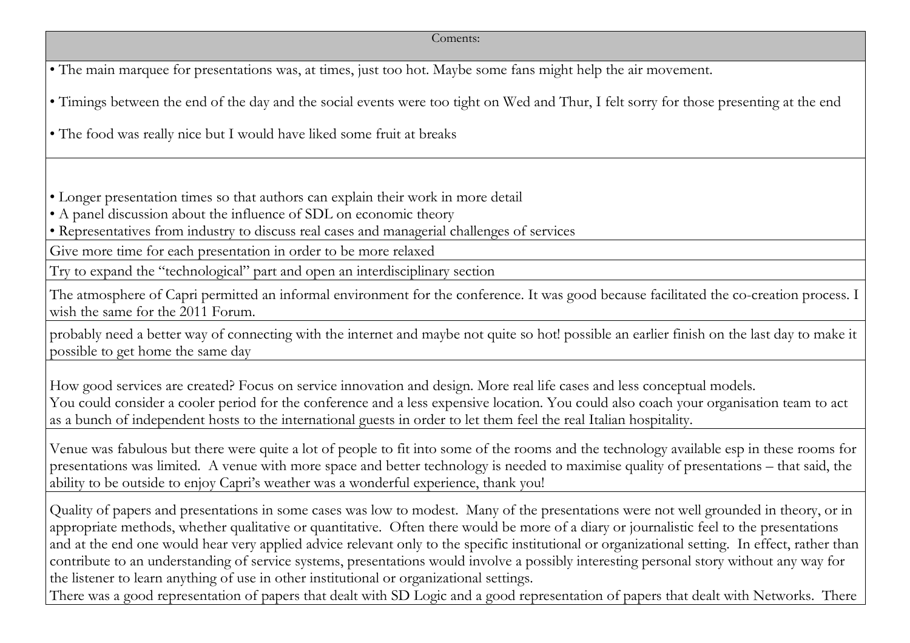| Coments: |
|---|
| • The main marquee for presentations was, at times, just too hot. Maybe some fans might help the air movement.<br><br>• Timings between the end of the day and the social events were too tight on Wed and Thur, I felt sorry for those presenting at the end<br><br>• The food was really nice but I would have liked some fruit at breaks |
| • Longer presentation times so that authors can explain their work in more detail<br>• A panel discussion about the influence of SDL on economic theory<br>• Representatives from industry to discuss real cases and managerial challenges of services |
| Give more time for each presentation in order to be more relaxed |
| Try to expand the "technological" part and open an interdisciplinary section |
| The atmosphere of Capri permitted an informal environment for the conference. It was good because facilitated the co-creation process. I wish the same for the 2011 Forum. |
| probably need a better way of connecting with the internet and maybe not quite so hot! possible an earlier finish on the last day to make it possible to get home the same day |
| How good services are created? Focus on service innovation and design. More real life cases and less conceptual models.<br>You could consider a cooler period for the conference and a less expensive location. You could also coach your organisation team to act as a bunch of independent hosts to the international guests in order to let them feel the real Italian hospitality. |
| Venue was fabulous but there were quite a lot of people to fit into some of the rooms and the technology available esp in these rooms for presentations was limited. A venue with more space and better technology is needed to maximise quality of presentations – that said, the ability to be outside to enjoy Capri's weather was a wonderful experience, thank you! |
| Quality of papers and presentations in some cases was low to modest. Many of the presentations were not well grounded in theory, or in appropriate methods, whether qualitative or quantitative. Often there would be more of a diary or journalistic feel to the presentations and at the end one would hear very applied advice relevant only to the specific institutional or organizational setting. In effect, rather than contribute to an understanding of service systems, presentations would involve a possibly interesting personal story without any way for the listener to learn anything of use in other institutional or organizational settings.<br>There was a good representation of papers that dealt with SD Logic and a good representation of papers that dealt with Networks. There |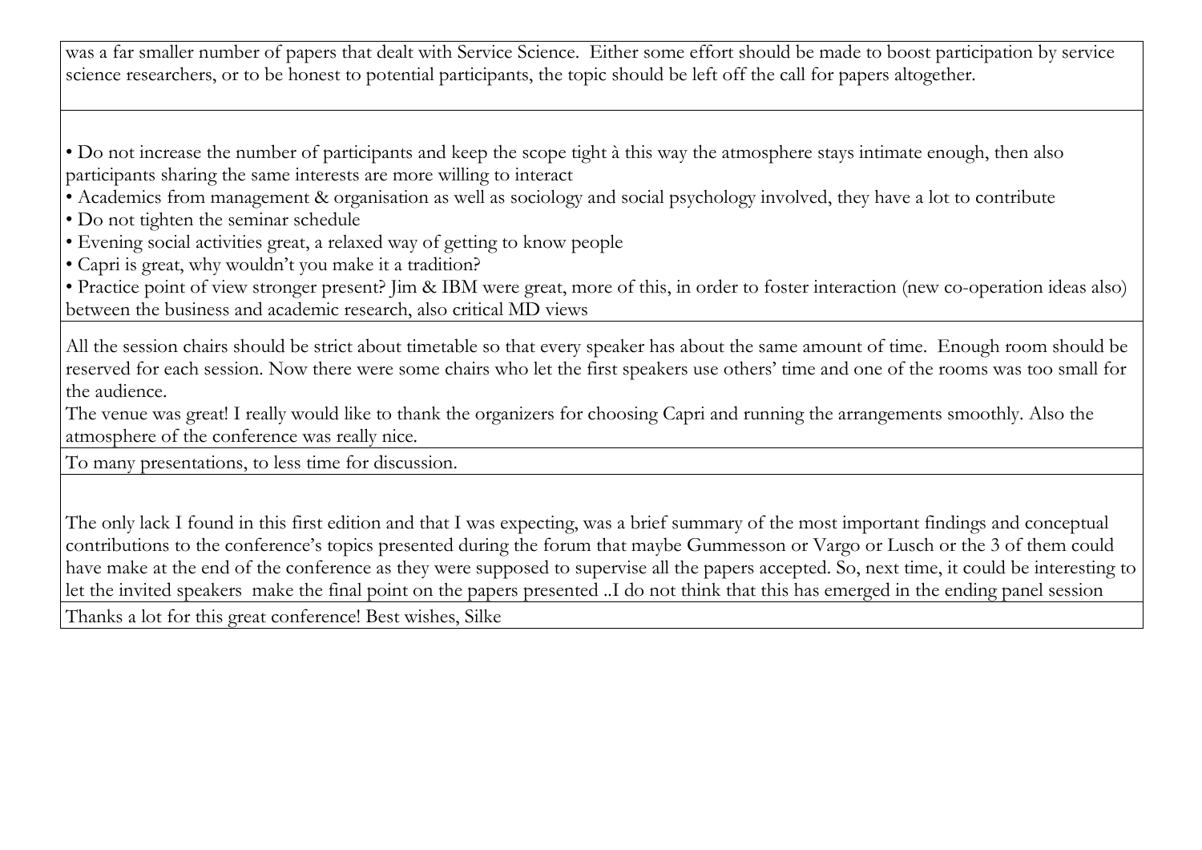| |
|---|
| was a far smaller number of papers that dealt with Service Science. Either some effort should be made to boost participation by service science researchers, or to be honest to potential participants, the topic should be left off the call for papers altogether. |
| • Do not increase the number of participants and keep the scope tight à this way the atmosphere stays intimate enough, then also participants sharing the same interests are more willing to interact<br>• Academics from management & organisation as well as sociology and social psychology involved, they have a lot to contribute<br>• Do not tighten the seminar schedule<br>• Evening social activities great, a relaxed way of getting to know people<br>• Capri is great, why wouldn't you make it a tradition?<br>• Practice point of view stronger present? Jim & IBM were great, more of this, in order to foster interaction (new co-operation ideas also) between the business and academic research, also critical MD views |
| All the session chairs should be strict about timetable so that every speaker has about the same amount of time. Enough room should be reserved for each session. Now there were some chairs who let the first speakers use others' time and one of the rooms was too small for the audience.<br>The venue was great! I really would like to thank the organizers for choosing Capri and running the arrangements smoothly. Also the atmosphere of the conference was really nice. |
| To many presentations, to less time for discussion. |
| The only lack I found in this first edition and that I was expecting, was a brief summary of the most important findings and conceptual contributions to the conference's topics presented during the forum that maybe Gummesson or Vargo or Lusch or the 3 of them could have make at the end of the conference as they were supposed to supervise all the papers accepted. So, next time, it could be interesting to let the invited speakers make the final point on the papers presented ..I do not think that this has emerged in the ending panel session |
| Thanks a lot for this great conference! Best wishes, Silke |